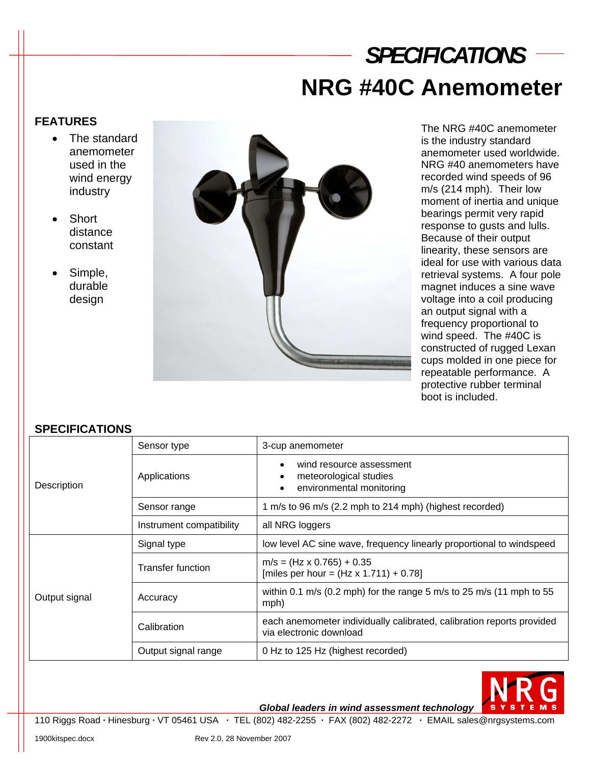# SPECIFICATIONS

# NRG #40C Anemometer

## FEATURES

- The standard anemometer used in the wind energy industry
- Short distance constant
- Simple, durable design

The NRG #40C anemometer is the industry standard anemometer used worldwide. NRG #40 anemometers have recorded wind speeds of 96 m/s (214 mph). Their low moment of inertia and unique bearings permit very rapid response to gusts and lulls. Because of their output linearity, these sensors are ideal for use with various data retrieval systems. A four pole magnet induces a sine wave voltage into a coil producing an output signal with a frequency proportional to wind speed. The #40C is constructed of rugged Lexan cups molded in one piece for repeatable performance. A protective rubber terminal boot is included.

## SPECIFICATIONS

| | | |
|---|---|---|
| Description | Sensor type | 3-cup anemometer |
| | Applications | • wind resource assessment<br>• meteorological studies<br>• environmental monitoring |
| | Sensor range | 1 m/s to 96 m/s (2.2 mph to 214 mph) (highest recorded) |
| | Instrument compatibility | all NRG loggers |
| Output signal | Signal type | low level AC sine wave, frequency linearly proportional to windspeed |
| | Transfer function | m/s = (Hz x 0.765) + 0.35<br>[miles per hour = (Hz x 1.711) + 0.78] |
| | Accuracy | within 0.1 m/s (0.2 mph) for the range 5 m/s to 25 m/s (11 mph to 55 mph) |
| | Calibration | each anemometer individually calibrated, calibration reports provided via electronic download |
| | Output signal range | 0 Hz to 125 Hz (highest recorded) |

***Global leaders in wind assessment technology***

NRG SYSTEMS

110 Riggs Road · Hinesburg · VT 05461 USA · TEL (802) 482-2255 · FAX (802) 482-2272 · EMAIL sales@nrgsystems.com

1900kitspec.docx Rev 2.0, 28 November 2007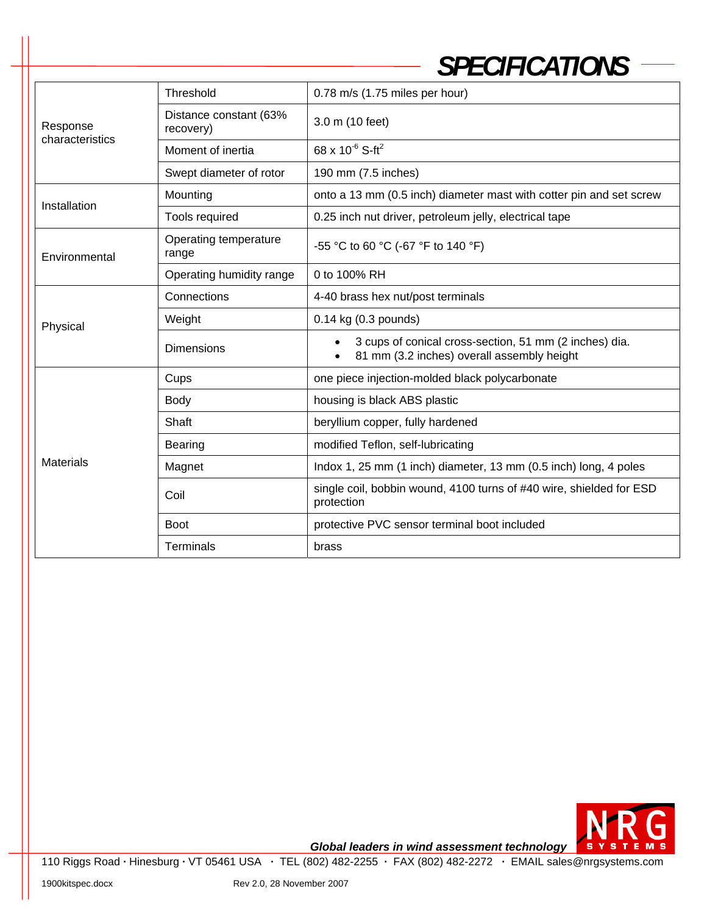# SPECIFICATIONS

| | | |
|---|---|---|
| Response characteristics | Threshold | 0.78 m/s (1.75 miles per hour) |
| | Distance constant (63% recovery) | 3.0 m (10 feet) |
| | Moment of inertia | 68 x $10^{-6}$ S-$ft^2$ |
| | Swept diameter of rotor | 190 mm (7.5 inches) |
| Installation | Mounting | onto a 13 mm (0.5 inch) diameter mast with cotter pin and set screw |
| | Tools required | 0.25 inch nut driver, petroleum jelly, electrical tape |
| Environmental | Operating temperature range | -55 °C to 60 °C (-67 °F to 140 °F) |
| | Operating humidity range | 0 to 100% RH |
| Physical | Connections | 4-40 brass hex nut/post terminals |
| | Weight | 0.14 kg (0.3 pounds) |
| | Dimensions | • 3 cups of conical cross-section, 51 mm (2 inches) dia.<br>• 81 mm (3.2 inches) overall assembly height |
| Materials | Cups | one piece injection-molded black polycarbonate |
| | Body | housing is black ABS plastic |
| | Shaft | beryllium copper, fully hardened |
| | Bearing | modified Teflon, self-lubricating |
| | Magnet | Indox 1, 25 mm (1 inch) diameter, 13 mm (0.5 inch) long, 4 poles |
| | Coil | single coil, bobbin wound, 4100 turns of #40 wire, shielded for ESD protection |
| | Boot | protective PVC sensor terminal boot included |
| | Terminals | brass |

***Global leaders in wind assessment technology***

NRG SYSTEMS

110 Riggs Road · Hinesburg · VT 05461 USA · TEL (802) 482-2255 · FAX (802) 482-2272 · EMAIL sales@nrgsystems.com

1900kitspec.docx Rev 2.0, 28 November 2007